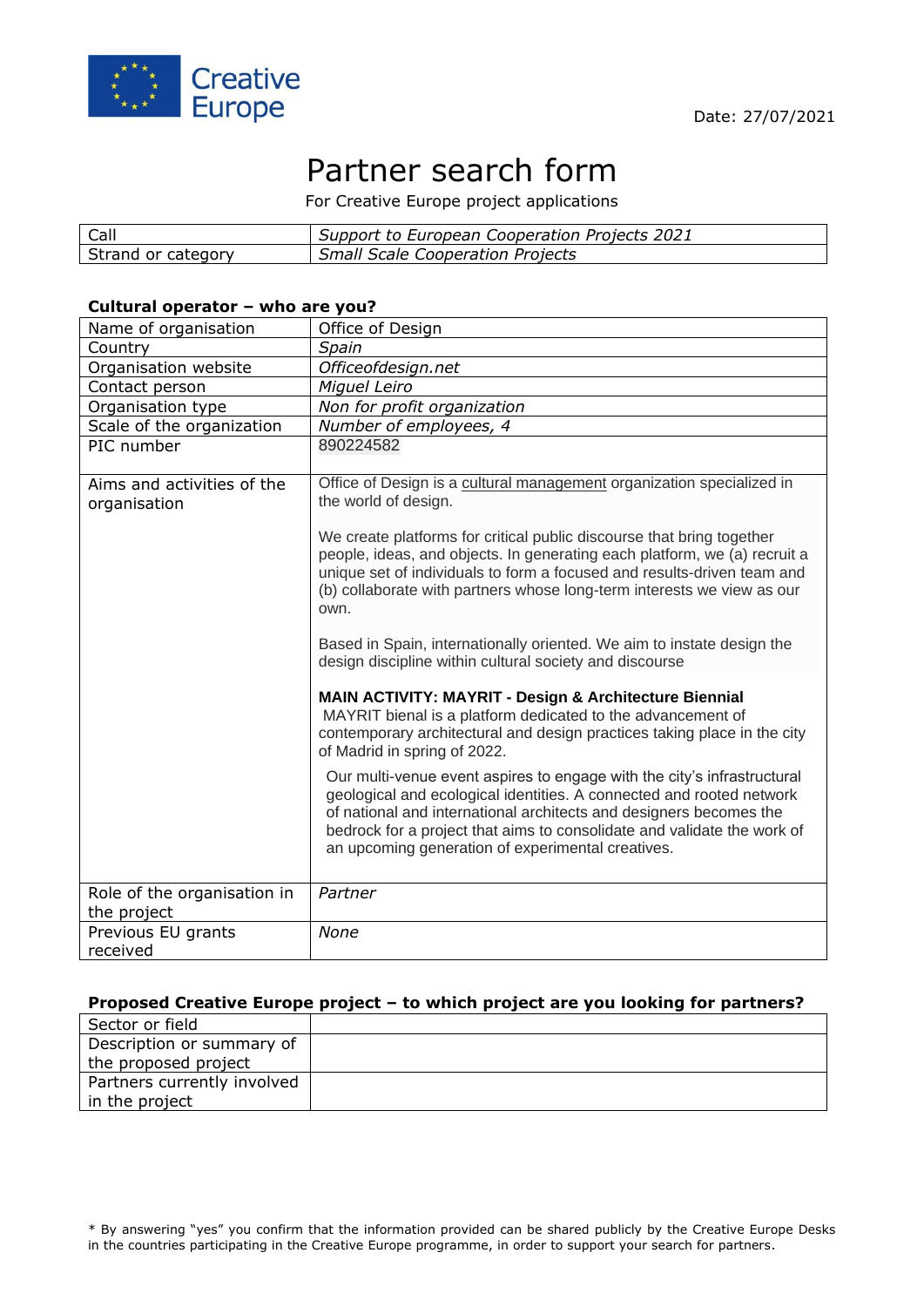Creative Europe

Date: 27/07/2021

# Partner search form

For Creative Europe project applications

| Call | *Support to European Cooperation Projects 2021* |
|---|---|
| Strand or category | *Small Scale Cooperation Projects* |

### Cultural operator – who are you?

| | |
|---|---|
| Name of organisation | Office of Design |
| Country | *Spain* |
| Organisation website | *Officeofdesign.net* |
| Contact person | *Miguel Leiro* |
| Organisation type | *Non for profit organization* |
| Scale of the organization | *Number of employees, 4* |
| PIC number | 890224582 |
| Aims and activities of the organisation | Office of Design is a cultural management organization specialized in the world of design.<br><br>We create platforms for critical public discourse that bring together people, ideas, and objects. In generating each platform, we (a) recruit a unique set of individuals to form a focused and results-driven team and (b) collaborate with partners whose long-term interests we view as our own.<br><br>Based in Spain, internationally oriented. We aim to instate design the design discipline within cultural society and discourse<br><br>**MAIN ACTIVITY: MAYRIT - Design & Architecture Biennial**<br>MAYRIT bienal is a platform dedicated to the advancement of contemporary architectural and design practices taking place in the city of Madrid in spring of 2022.<br><br>Our multi-venue event aspires to engage with the city's infrastructural geological and ecological identities. A connected and rooted network of national and international architects and designers becomes the bedrock for a project that aims to consolidate and validate the work of an upcoming generation of experimental creatives. |
| Role of the organisation in the project | *Partner* |
| Previous EU grants received | *None* |

### Proposed Creative Europe project – to which project are you looking for partners?

| | |
|---|---|
| Sector or field | |
| Description or summary of the proposed project | |
| Partners currently involved in the project | |

* By answering "yes" you confirm that the information provided can be shared publicly by the Creative Europe Desks in the countries participating in the Creative Europe programme, in order to support your search for partners.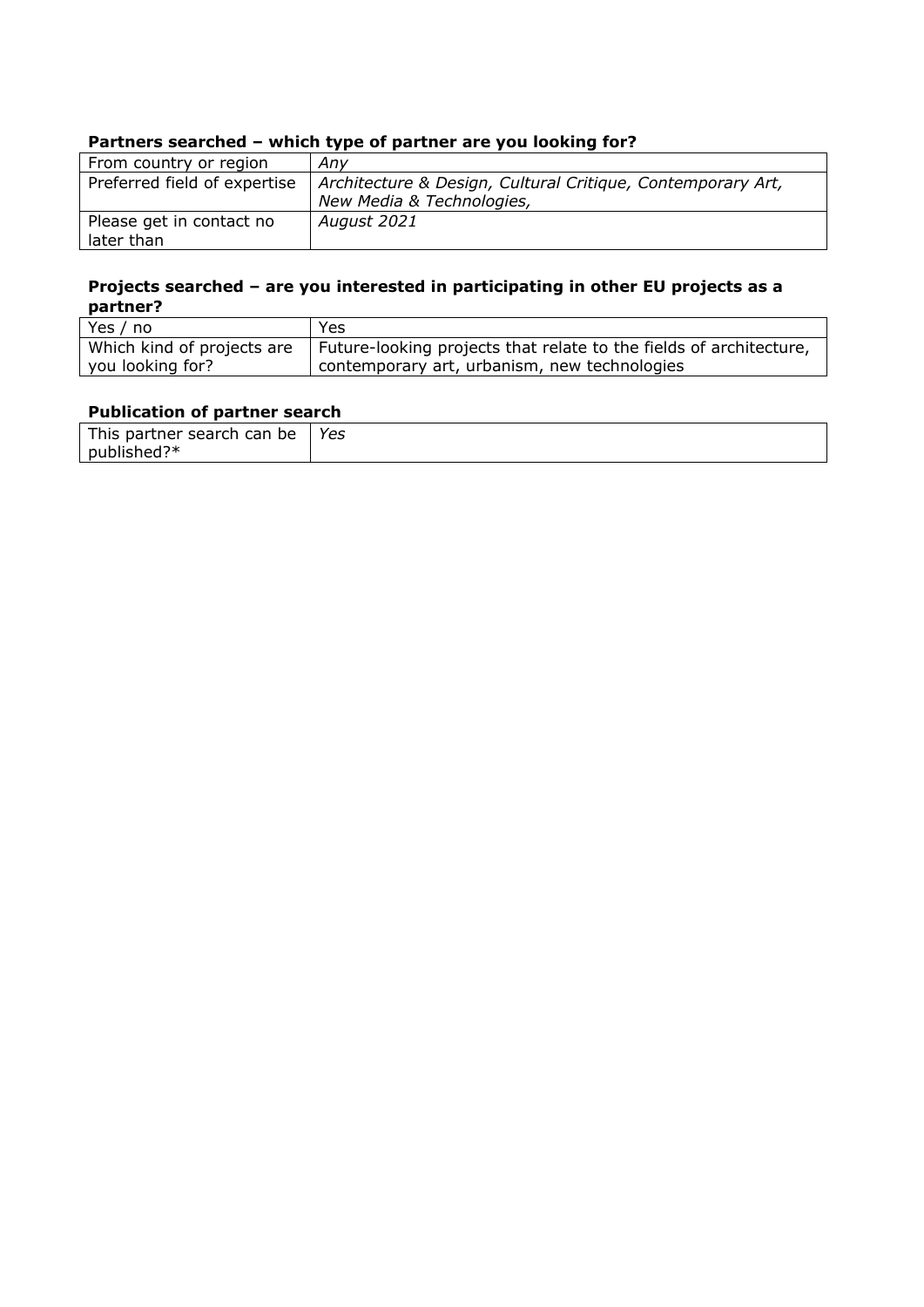### Partners searched – which type of partner are you looking for?

| | |
|---|---|
| From country or region | *Any* |
| Preferred field of expertise | *Architecture & Design, Cultural Critique, Contemporary Art, New Media & Technologies,* |
| Please get in contact no later than | *August 2021* |

### Projects searched – are you interested in participating in other EU projects as a partner?

| | |
|---|---|
| Yes / no | Yes |
| Which kind of projects are you looking for? | Future-looking projects that relate to the fields of architecture, contemporary art, urbanism, new technologies |

### Publication of partner search

| | |
|---|---|
| This partner search can be published?* | *Yes* |